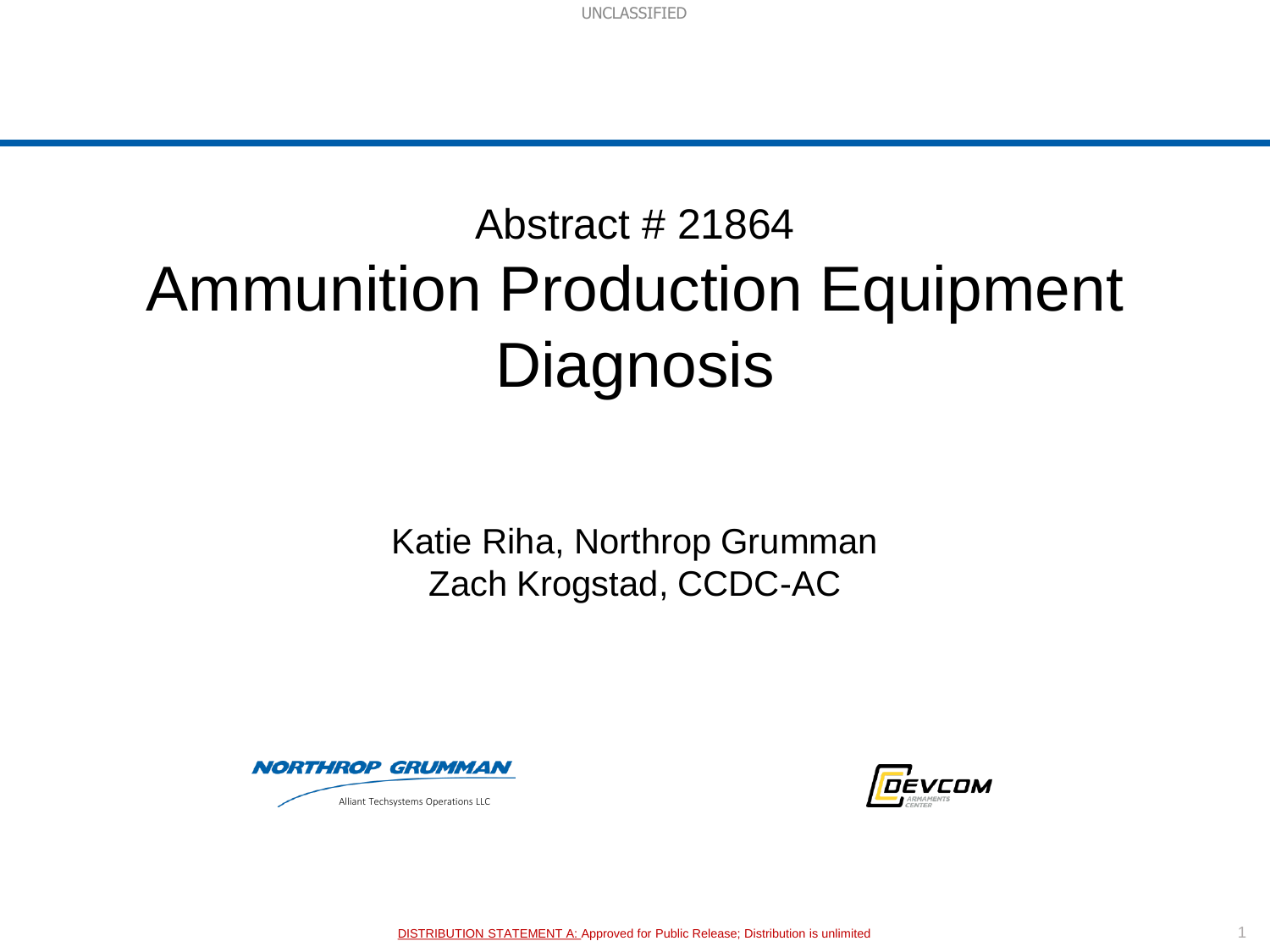UNCLASSIFIED

# Abstract # 21864
# Ammunition Production Equipment Diagnosis

Katie Riha, Northrop Grumman
Zach Krogstad, CCDC-AC

NORTHROP GRUMMAN
Alliant Techsystems Operations LLC

DEVCOM ARMAMENTS CENTER

DISTRIBUTION STATEMENT A: Approved for Public Release; Distribution is unlimited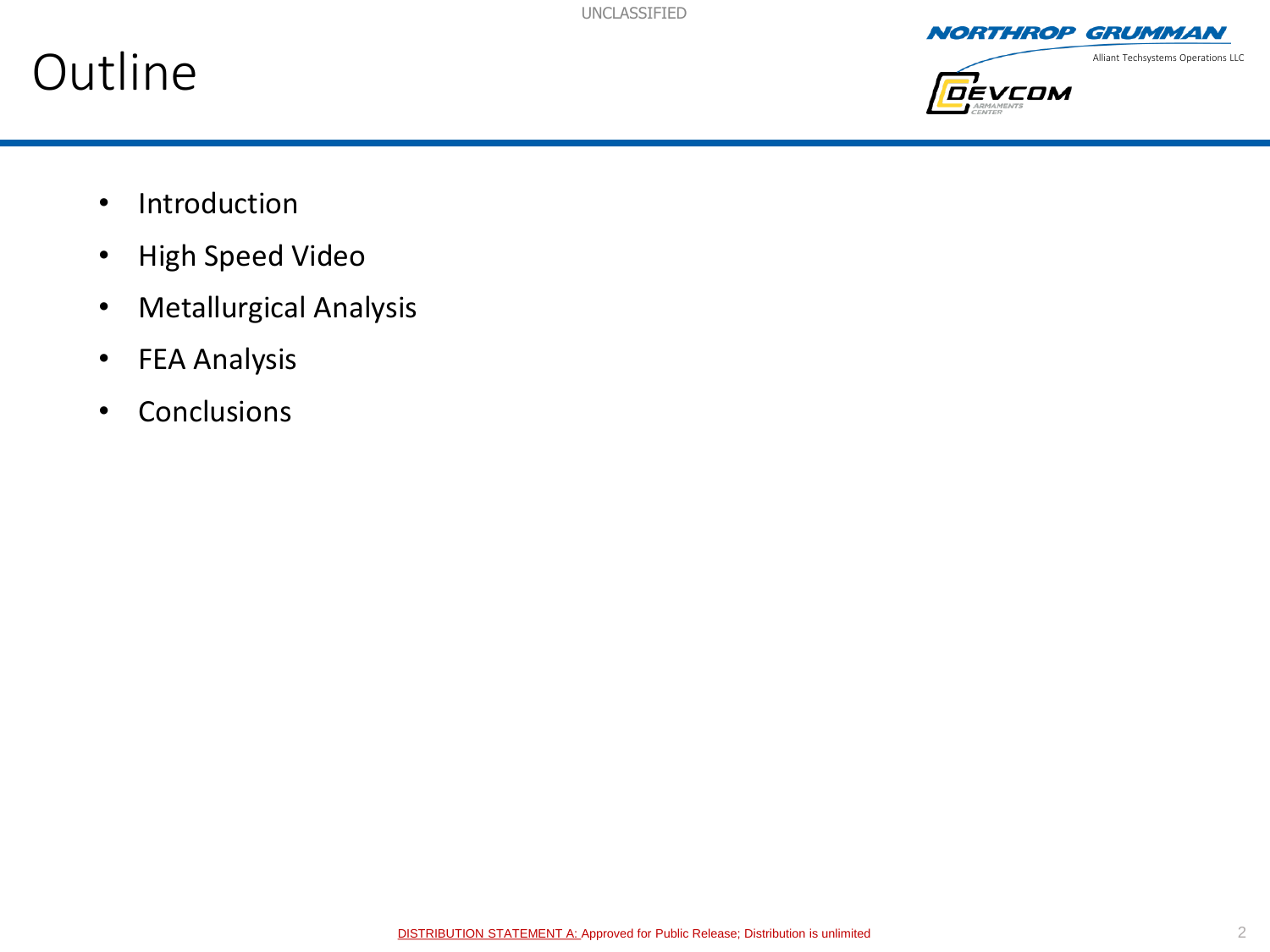# Outline

- Introduction
- High Speed Video
- Metallurgical Analysis
- FEA Analysis
- Conclusions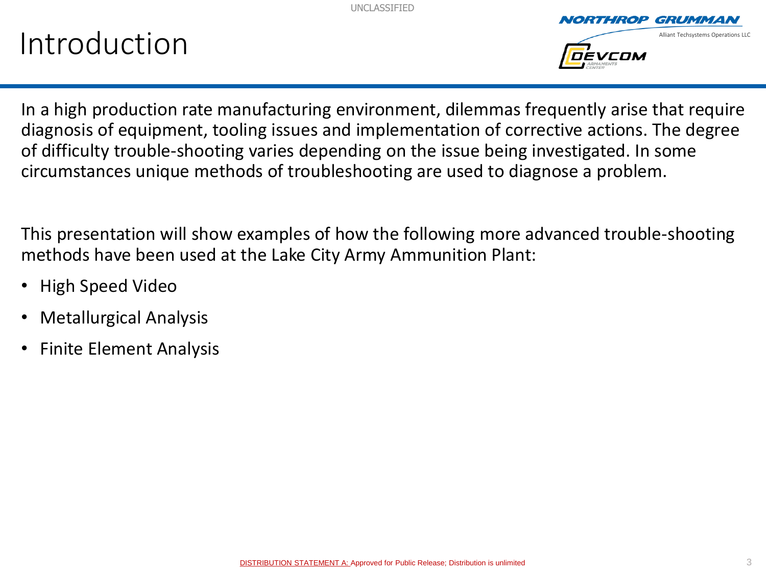# Introduction

In a high production rate manufacturing environment, dilemmas frequently arise that require diagnosis of equipment, tooling issues and implementation of corrective actions. The degree of difficulty trouble-shooting varies depending on the issue being investigated. In some circumstances unique methods of troubleshooting are used to diagnose a problem.

This presentation will show examples of how the following more advanced trouble-shooting methods have been used at the Lake City Army Ammunition Plant:

- High Speed Video
- Metallurgical Analysis
- Finite Element Analysis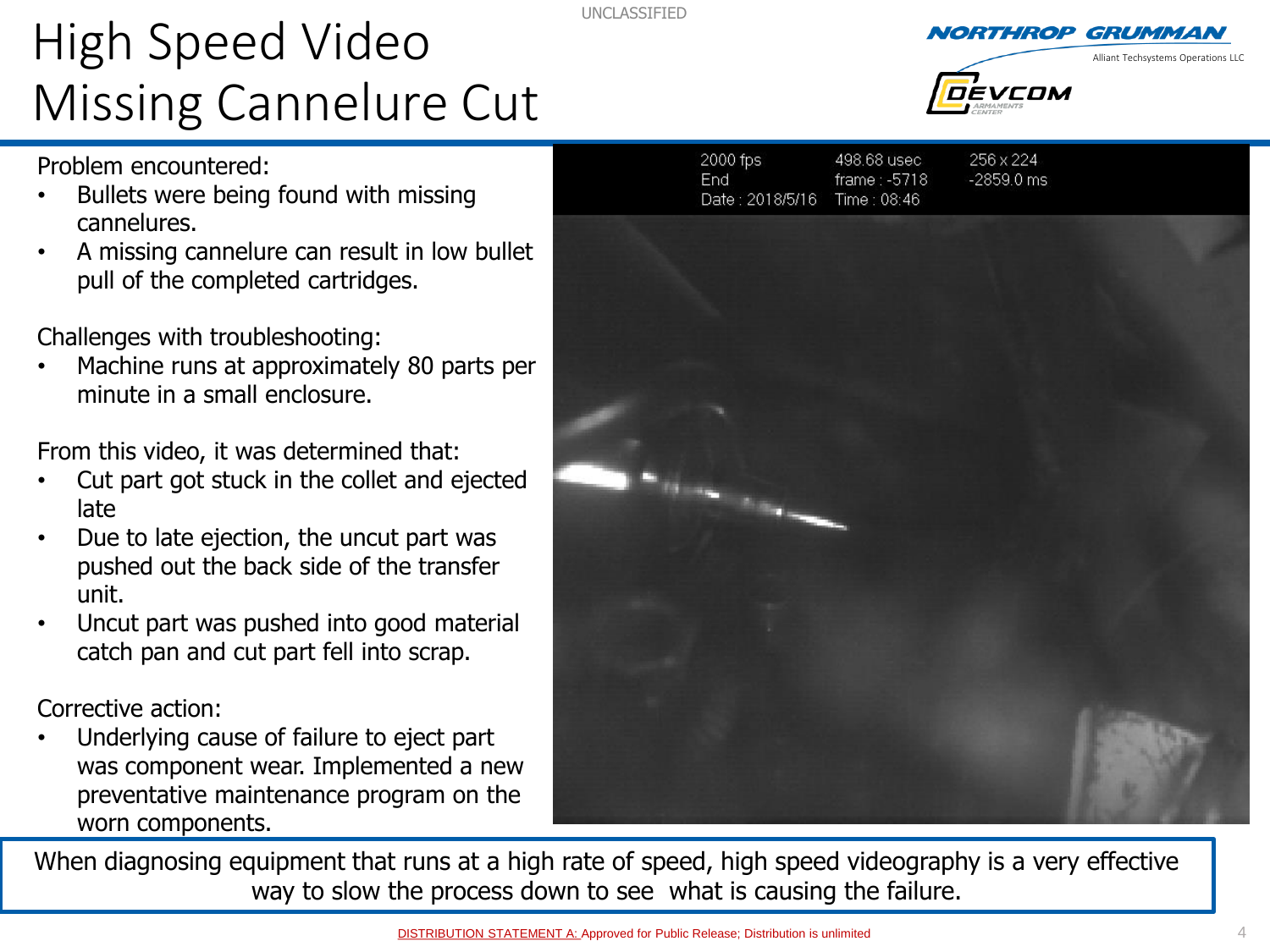# High Speed Video Missing Cannelure Cut

Problem encountered:

- Bullets were being found with missing cannelures.
- A missing cannelure can result in low bullet pull of the completed cartridges.

Challenges with troubleshooting:

- Machine runs at approximately 80 parts per minute in a small enclosure.

From this video, it was determined that:

- Cut part got stuck in the collet and ejected late
- Due to late ejection, the uncut part was pushed out the back side of the transfer unit.
- Uncut part was pushed into good material catch pan and cut part fell into scrap.

Corrective action:

- Underlying cause of failure to eject part was component wear. Implemented a new preventative maintenance program on the worn components.

When diagnosing equipment that runs at a high rate of speed, high speed videography is a very effective way to slow the process down to see what is causing the failure.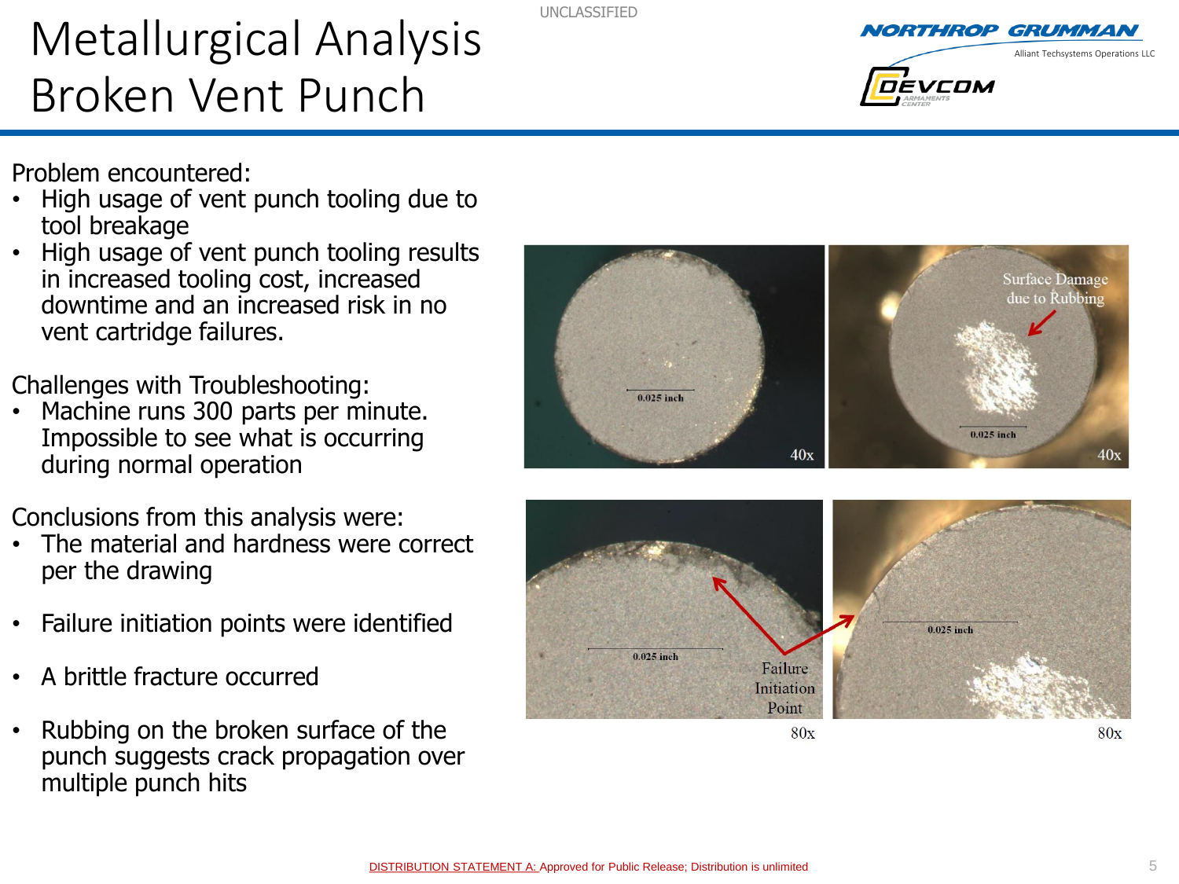# Metallurgical Analysis Broken Vent Punch

Problem encountered:

- High usage of vent punch tooling due to tool breakage
- High usage of vent punch tooling results in increased tooling cost, increased downtime and an increased risk in no vent cartridge failures.

Challenges with Troubleshooting:

- Machine runs 300 parts per minute. Impossible to see what is occurring during normal operation

Conclusions from this analysis were:

- The material and hardness were correct per the drawing
- Failure initiation points were identified
- A brittle fracture occurred
- Rubbing on the broken surface of the punch suggests crack propagation over multiple punch hits

0.025 inch — 40x

Surface Damage due to Rubbing — 0.025 inch — 40x

Failure Initiation Point — 0.025 inch — 80x

0.025 inch — 80x

DISTRIBUTION STATEMENT A: Approved for Public Release; Distribution is unlimited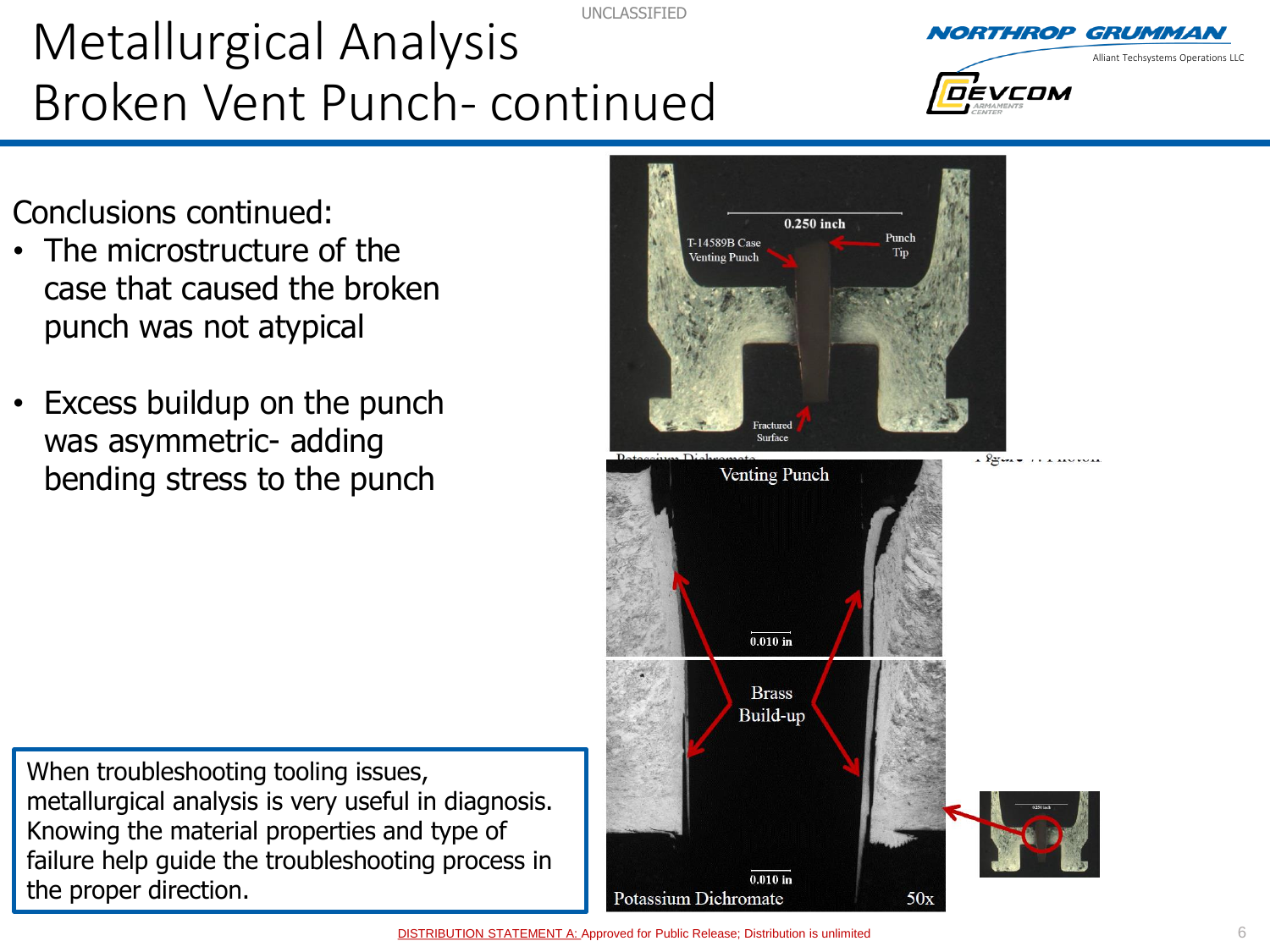# Metallurgical Analysis Broken Vent Punch- continued

Conclusions continued:

- The microstructure of the case that caused the broken punch was not atypical
- Excess buildup on the punch was asymmetric- adding bending stress to the punch

When troubleshooting tooling issues, metallurgical analysis is very useful in diagnosis. Knowing the material properties and type of failure help guide the troubleshooting process in the proper direction.

0.250 inch

T-14589B Case Venting Punch

Punch Tip

Fractured Surface

Venting Punch

0.010 in

Brass Build-up

0.010 in

Potassium Dichromate

50x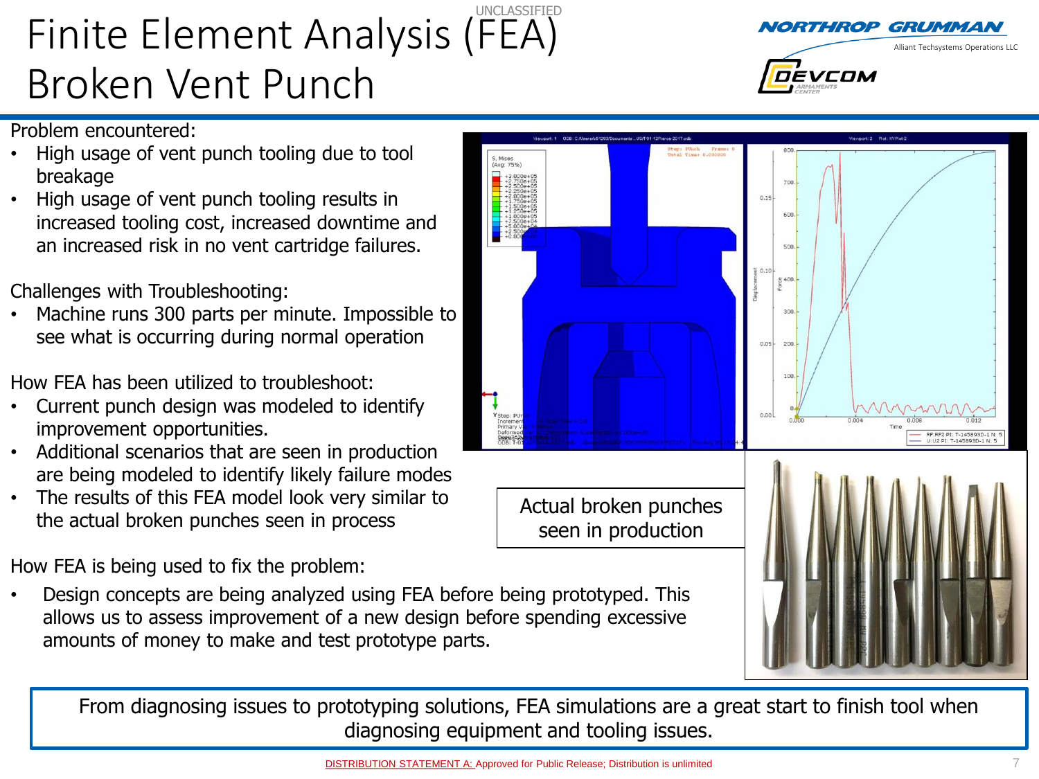# Finite Element Analysis (FEA) Broken Vent Punch

Problem encountered:

- High usage of vent punch tooling due to tool breakage
- High usage of vent punch tooling results in increased tooling cost, increased downtime and an increased risk in no vent cartridge failures.

Challenges with Troubleshooting:

- Machine runs 300 parts per minute. Impossible to see what is occurring during normal operation

How FEA has been utilized to troubleshoot:

- Current punch design was modeled to identify improvement opportunities.
- Additional scenarios that are seen in production are being modeled to identify likely failure modes
- The results of this FEA model look very similar to the actual broken punches seen in process

Actual broken punches seen in production

How FEA is being used to fix the problem:

- Design concepts are being analyzed using FEA before being prototyped. This allows us to assess improvement of a new design before spending excessive amounts of money to make and test prototype parts.

From diagnosing issues to prototyping solutions, FEA simulations are a great start to finish tool when diagnosing equipment and tooling issues.

DISTRIBUTION STATEMENT A: Approved for Public Release; Distribution is unlimited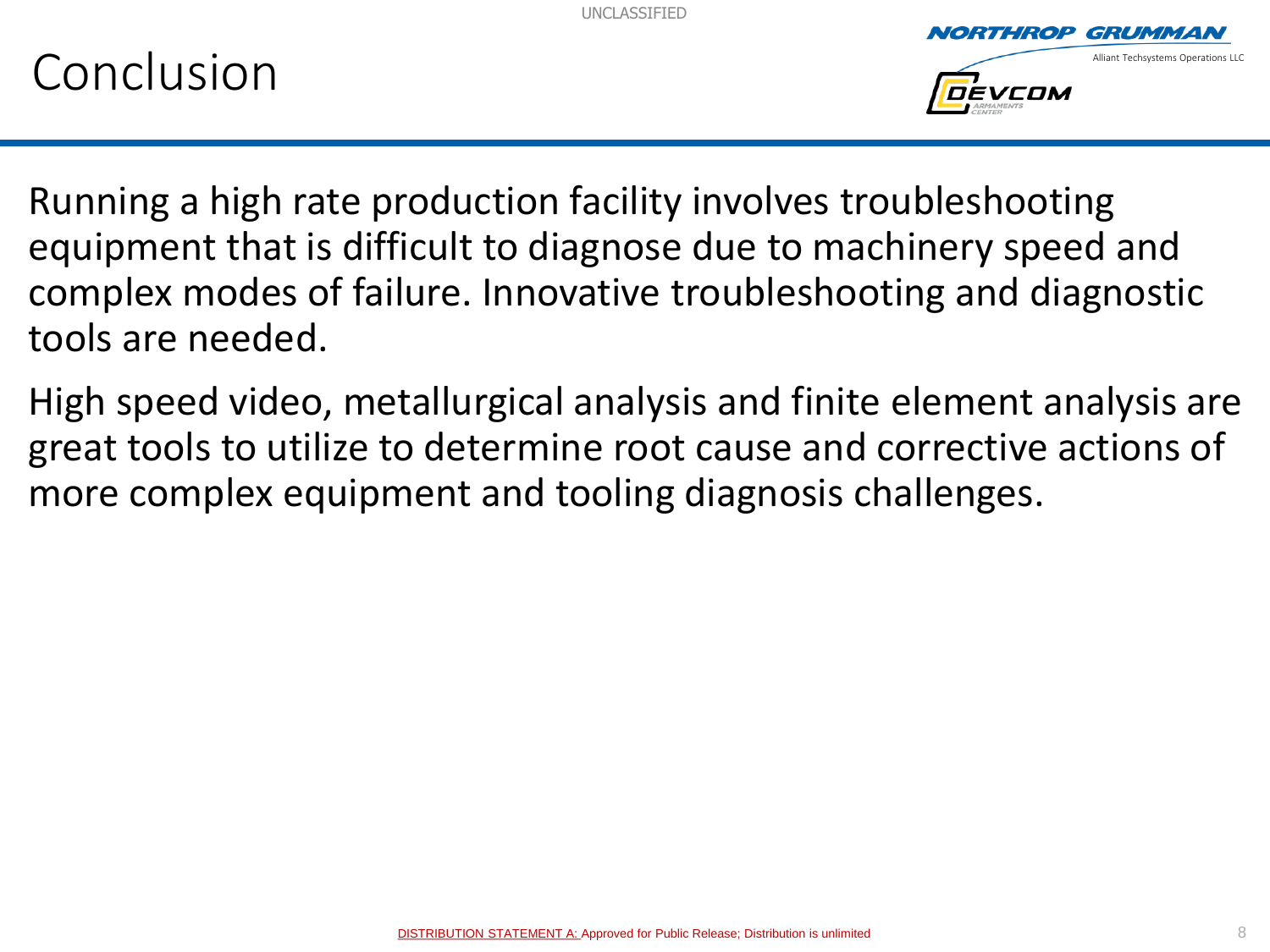UNCLASSIFIED

# Conclusion

Running a high rate production facility involves troubleshooting equipment that is difficult to diagnose due to machinery speed and complex modes of failure. Innovative troubleshooting and diagnostic tools are needed.

High speed video, metallurgical analysis and finite element analysis are great tools to utilize to determine root cause and corrective actions of more complex equipment and tooling diagnosis challenges.

DISTRIBUTION STATEMENT A: Approved for Public Release; Distribution is unlimited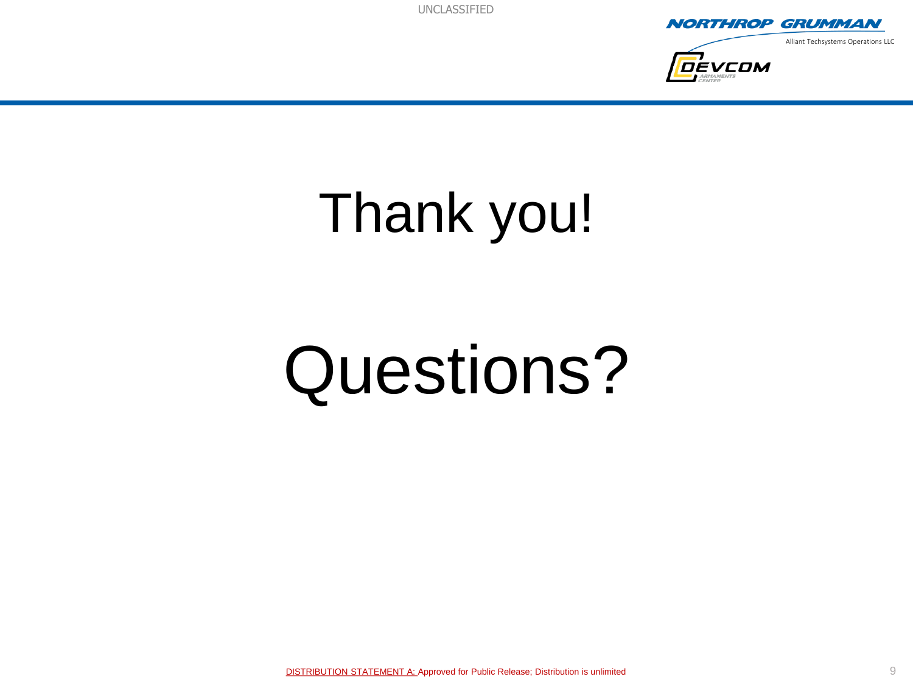# Thank you!

# Questions?